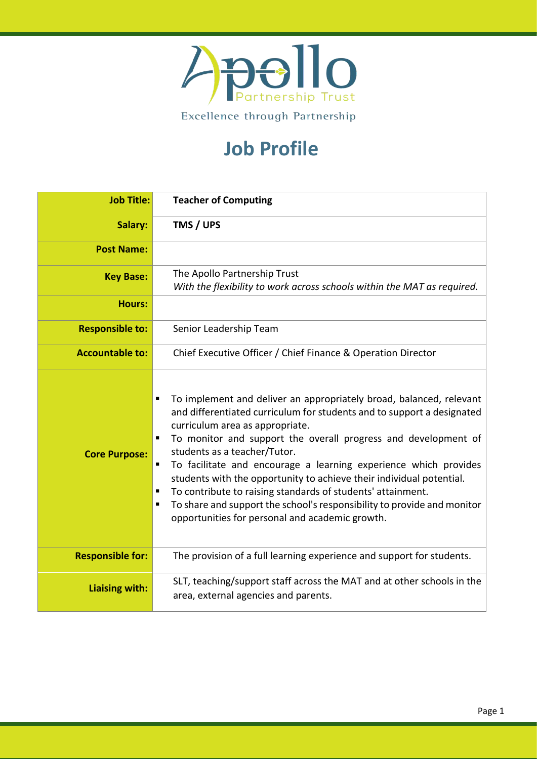Apollo Partnership Trust

Excellence through Partnership

# Job Profile

| | |
|---|---|
| **Job Title:** | **Teacher of Computing** |
| **Salary:** | **TMS / UPS** |
| **Post Name:** | |
| **Key Base:** | The Apollo Partnership Trust<br>*With the flexibility to work across schools within the MAT as required.* |
| **Hours:** | |
| **Responsible to:** | Senior Leadership Team |
| **Accountable to:** | Chief Executive Officer / Chief Finance & Operation Director |
| **Core Purpose:** | ▪ To implement and deliver an appropriately broad, balanced, relevant and differentiated curriculum for students and to support a designated curriculum area as appropriate.<br>▪ To monitor and support the overall progress and development of students as a teacher/Tutor.<br>▪ To facilitate and encourage a learning experience which provides students with the opportunity to achieve their individual potential.<br>▪ To contribute to raising standards of students' attainment.<br>▪ To share and support the school's responsibility to provide and monitor opportunities for personal and academic growth. |
| **Responsible for:** | The provision of a full learning experience and support for students. |
| **Liaising with:** | SLT, teaching/support staff across the MAT and at other schools in the area, external agencies and parents. |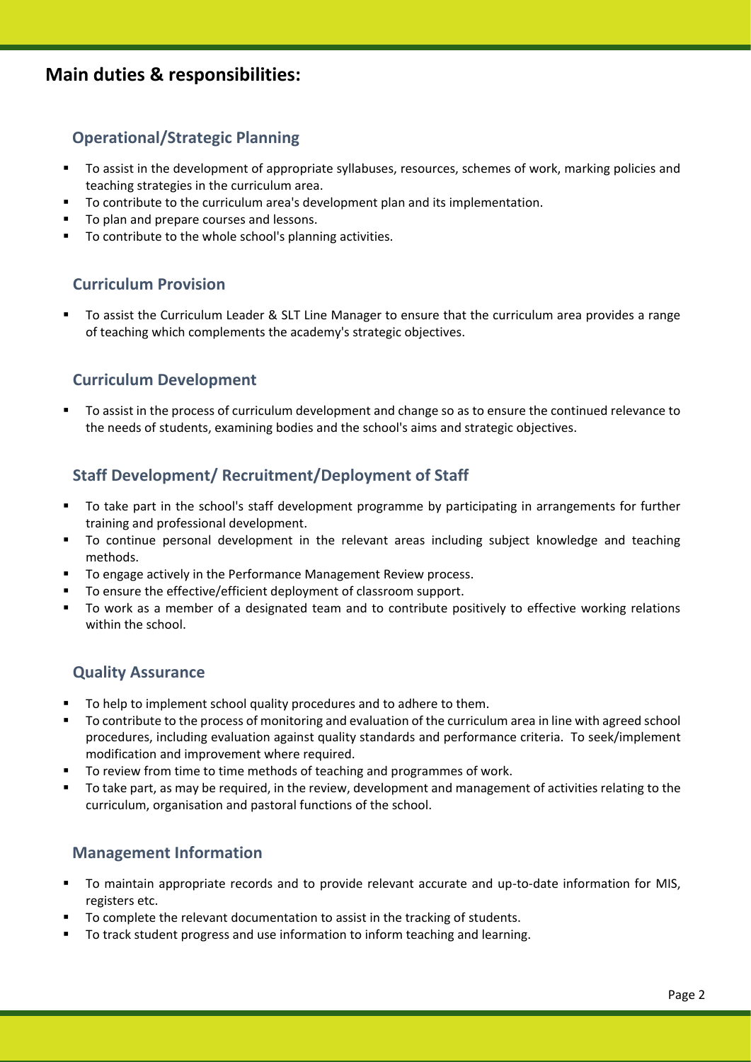## Main duties & responsibilities:

### Operational/Strategic Planning

- To assist in the development of appropriate syllabuses, resources, schemes of work, marking policies and teaching strategies in the curriculum area.
- To contribute to the curriculum area's development plan and its implementation.
- To plan and prepare courses and lessons.
- To contribute to the whole school's planning activities.

### Curriculum Provision

- To assist the Curriculum Leader & SLT Line Manager to ensure that the curriculum area provides a range of teaching which complements the academy's strategic objectives.

### Curriculum Development

- To assist in the process of curriculum development and change so as to ensure the continued relevance to the needs of students, examining bodies and the school's aims and strategic objectives.

### Staff Development/ Recruitment/Deployment of Staff

- To take part in the school's staff development programme by participating in arrangements for further training and professional development.
- To continue personal development in the relevant areas including subject knowledge and teaching methods.
- To engage actively in the Performance Management Review process.
- To ensure the effective/efficient deployment of classroom support.
- To work as a member of a designated team and to contribute positively to effective working relations within the school.

### Quality Assurance

- To help to implement school quality procedures and to adhere to them.
- To contribute to the process of monitoring and evaluation of the curriculum area in line with agreed school procedures, including evaluation against quality standards and performance criteria. To seek/implement modification and improvement where required.
- To review from time to time methods of teaching and programmes of work.
- To take part, as may be required, in the review, development and management of activities relating to the curriculum, organisation and pastoral functions of the school.

### Management Information

- To maintain appropriate records and to provide relevant accurate and up-to-date information for MIS, registers etc.
- To complete the relevant documentation to assist in the tracking of students.
- To track student progress and use information to inform teaching and learning.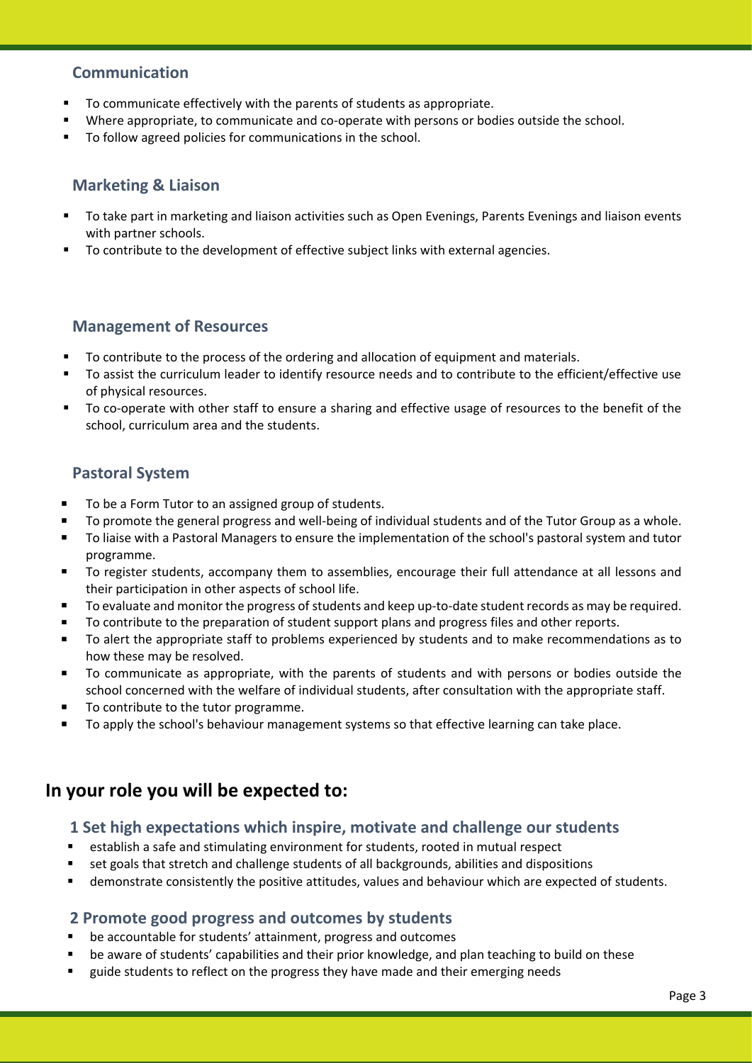### Communication

- To communicate effectively with the parents of students as appropriate.
- Where appropriate, to communicate and co-operate with persons or bodies outside the school.
- To follow agreed policies for communications in the school.

### Marketing & Liaison

- To take part in marketing and liaison activities such as Open Evenings, Parents Evenings and liaison events with partner schools.
- To contribute to the development of effective subject links with external agencies.

### Management of Resources

- To contribute to the process of the ordering and allocation of equipment and materials.
- To assist the curriculum leader to identify resource needs and to contribute to the efficient/effective use of physical resources.
- To co-operate with other staff to ensure a sharing and effective usage of resources to the benefit of the school, curriculum area and the students.

### Pastoral System

- To be a Form Tutor to an assigned group of students.
- To promote the general progress and well-being of individual students and of the Tutor Group as a whole.
- To liaise with a Pastoral Managers to ensure the implementation of the school's pastoral system and tutor programme.
- To register students, accompany them to assemblies, encourage their full attendance at all lessons and their participation in other aspects of school life.
- To evaluate and monitor the progress of students and keep up-to-date student records as may be required.
- To contribute to the preparation of student support plans and progress files and other reports.
- To alert the appropriate staff to problems experienced by students and to make recommendations as to how these may be resolved.
- To communicate as appropriate, with the parents of students and with persons or bodies outside the school concerned with the welfare of individual students, after consultation with the appropriate staff.
- To contribute to the tutor programme.
- To apply the school's behaviour management systems so that effective learning can take place.

## In your role you will be expected to:

### 1 Set high expectations which inspire, motivate and challenge our students

- establish a safe and stimulating environment for students, rooted in mutual respect
- set goals that stretch and challenge students of all backgrounds, abilities and dispositions
- demonstrate consistently the positive attitudes, values and behaviour which are expected of students.

### 2 Promote good progress and outcomes by students

- be accountable for students' attainment, progress and outcomes
- be aware of students' capabilities and their prior knowledge, and plan teaching to build on these
- guide students to reflect on the progress they have made and their emerging needs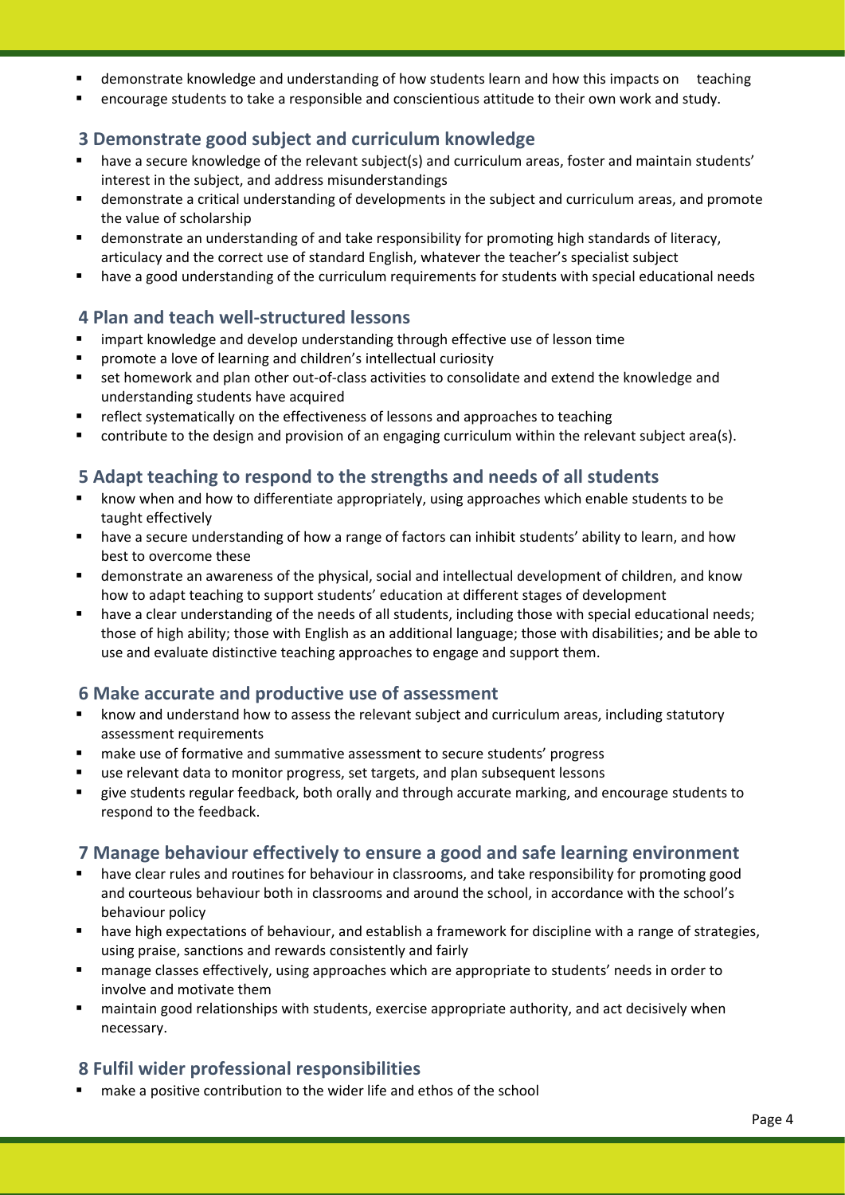- demonstrate knowledge and understanding of how students learn and how this impacts on teaching
- encourage students to take a responsible and conscientious attitude to their own work and study.

## 3 Demonstrate good subject and curriculum knowledge

- have a secure knowledge of the relevant subject(s) and curriculum areas, foster and maintain students' interest in the subject, and address misunderstandings
- demonstrate a critical understanding of developments in the subject and curriculum areas, and promote the value of scholarship
- demonstrate an understanding of and take responsibility for promoting high standards of literacy, articulacy and the correct use of standard English, whatever the teacher's specialist subject
- have a good understanding of the curriculum requirements for students with special educational needs

## 4 Plan and teach well-structured lessons

- impart knowledge and develop understanding through effective use of lesson time
- promote a love of learning and children's intellectual curiosity
- set homework and plan other out-of-class activities to consolidate and extend the knowledge and understanding students have acquired
- reflect systematically on the effectiveness of lessons and approaches to teaching
- contribute to the design and provision of an engaging curriculum within the relevant subject area(s).

## 5 Adapt teaching to respond to the strengths and needs of all students

- know when and how to differentiate appropriately, using approaches which enable students to be taught effectively
- have a secure understanding of how a range of factors can inhibit students' ability to learn, and how best to overcome these
- demonstrate an awareness of the physical, social and intellectual development of children, and know how to adapt teaching to support students' education at different stages of development
- have a clear understanding of the needs of all students, including those with special educational needs; those of high ability; those with English as an additional language; those with disabilities; and be able to use and evaluate distinctive teaching approaches to engage and support them.

## 6 Make accurate and productive use of assessment

- know and understand how to assess the relevant subject and curriculum areas, including statutory assessment requirements
- make use of formative and summative assessment to secure students' progress
- use relevant data to monitor progress, set targets, and plan subsequent lessons
- give students regular feedback, both orally and through accurate marking, and encourage students to respond to the feedback.

## 7 Manage behaviour effectively to ensure a good and safe learning environment

- have clear rules and routines for behaviour in classrooms, and take responsibility for promoting good and courteous behaviour both in classrooms and around the school, in accordance with the school's behaviour policy
- have high expectations of behaviour, and establish a framework for discipline with a range of strategies, using praise, sanctions and rewards consistently and fairly
- manage classes effectively, using approaches which are appropriate to students' needs in order to involve and motivate them
- maintain good relationships with students, exercise appropriate authority, and act decisively when necessary.

## 8 Fulfil wider professional responsibilities

- make a positive contribution to the wider life and ethos of the school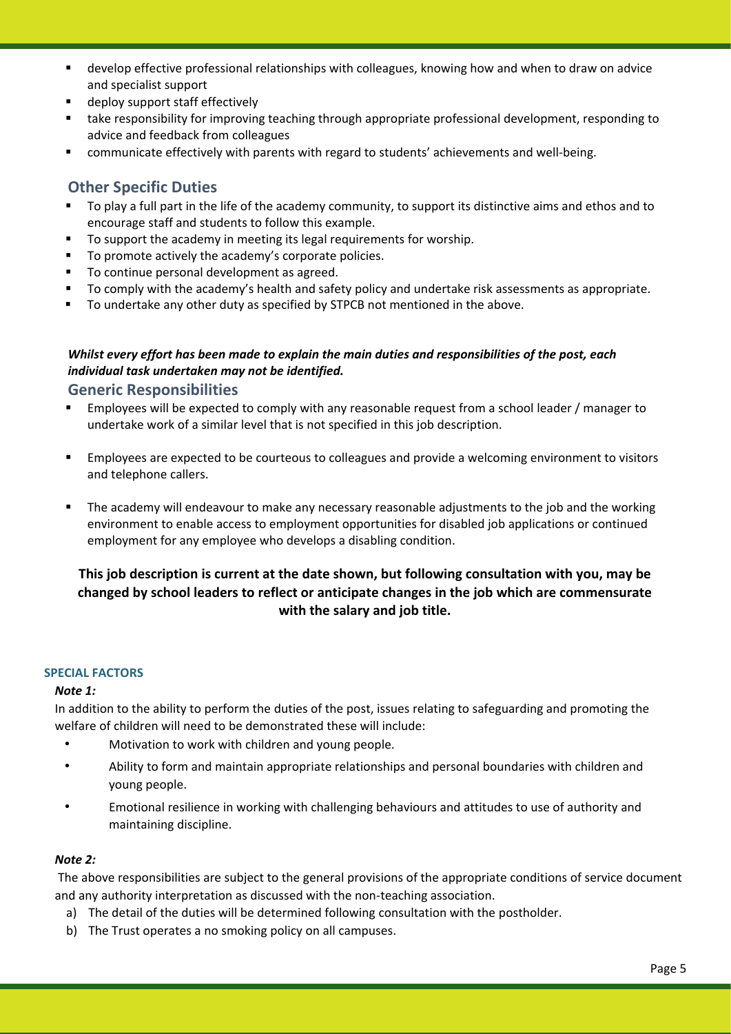- develop effective professional relationships with colleagues, knowing how and when to draw on advice and specialist support
- deploy support staff effectively
- take responsibility for improving teaching through appropriate professional development, responding to advice and feedback from colleagues
- communicate effectively with parents with regard to students' achievements and well-being.

## Other Specific Duties

- To play a full part in the life of the academy community, to support its distinctive aims and ethos and to encourage staff and students to follow this example.
- To support the academy in meeting its legal requirements for worship.
- To promote actively the academy's corporate policies.
- To continue personal development as agreed.
- To comply with the academy's health and safety policy and undertake risk assessments as appropriate.
- To undertake any other duty as specified by STPCB not mentioned in the above.

***Whilst every effort has been made to explain the main duties and responsibilities of the post, each individual task undertaken may not be identified.***

## Generic Responsibilities

- Employees will be expected to comply with any reasonable request from a school leader / manager to undertake work of a similar level that is not specified in this job description.
- Employees are expected to be courteous to colleagues and provide a welcoming environment to visitors and telephone callers.
- The academy will endeavour to make any necessary reasonable adjustments to the job and the working environment to enable access to employment opportunities for disabled job applications or continued employment for any employee who develops a disabling condition.

**This job description is current at the date shown, but following consultation with you, may be changed by school leaders to reflect or anticipate changes in the job which are commensurate with the salary and job title.**

### SPECIAL FACTORS

***Note 1:***

In addition to the ability to perform the duties of the post, issues relating to safeguarding and promoting the welfare of children will need to be demonstrated these will include:

- Motivation to work with children and young people.
- Ability to form and maintain appropriate relationships and personal boundaries with children and young people.
- Emotional resilience in working with challenging behaviours and attitudes to use of authority and maintaining discipline.

***Note 2:***

The above responsibilities are subject to the general provisions of the appropriate conditions of service document and any authority interpretation as discussed with the non-teaching association.

a) The detail of the duties will be determined following consultation with the postholder.
b) The Trust operates a no smoking policy on all campuses.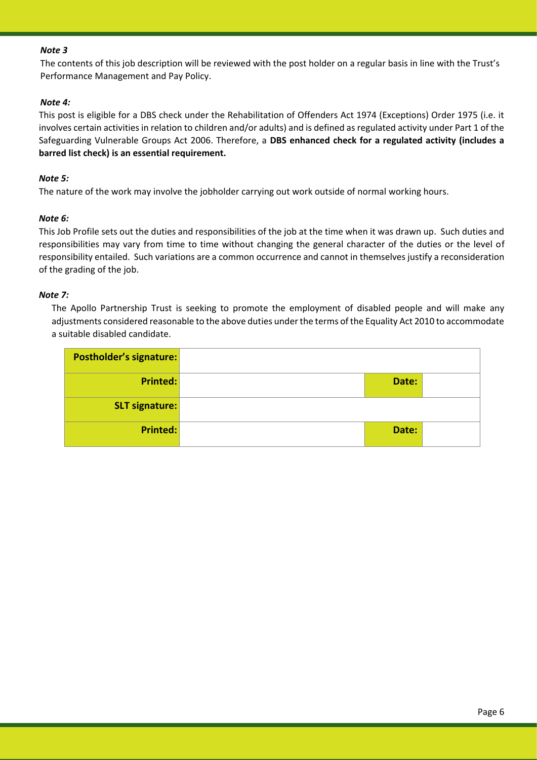***Note 3***

The contents of this job description will be reviewed with the post holder on a regular basis in line with the Trust's Performance Management and Pay Policy.

***Note 4:***

This post is eligible for a DBS check under the Rehabilitation of Offenders Act 1974 (Exceptions) Order 1975 (i.e. it involves certain activities in relation to children and/or adults) and is defined as regulated activity under Part 1 of the Safeguarding Vulnerable Groups Act 2006. Therefore, a **DBS enhanced check for a regulated activity (includes a barred list check) is an essential requirement.**

***Note 5:***

The nature of the work may involve the jobholder carrying out work outside of normal working hours.

***Note 6:***

This Job Profile sets out the duties and responsibilities of the job at the time when it was drawn up. Such duties and responsibilities may vary from time to time without changing the general character of the duties or the level of responsibility entailed. Such variations are a common occurrence and cannot in themselves justify a reconsideration of the grading of the job.

***Note 7:***

The Apollo Partnership Trust is seeking to promote the employment of disabled people and will make any adjustments considered reasonable to the above duties under the terms of the Equality Act 2010 to accommodate a suitable disabled candidate.

| | | | |
|---|---|---|---|
| **Postholder's signature:** | | | |
| **Printed:** | | **Date:** | |
| **SLT signature:** | | | |
| **Printed:** | | **Date:** | |